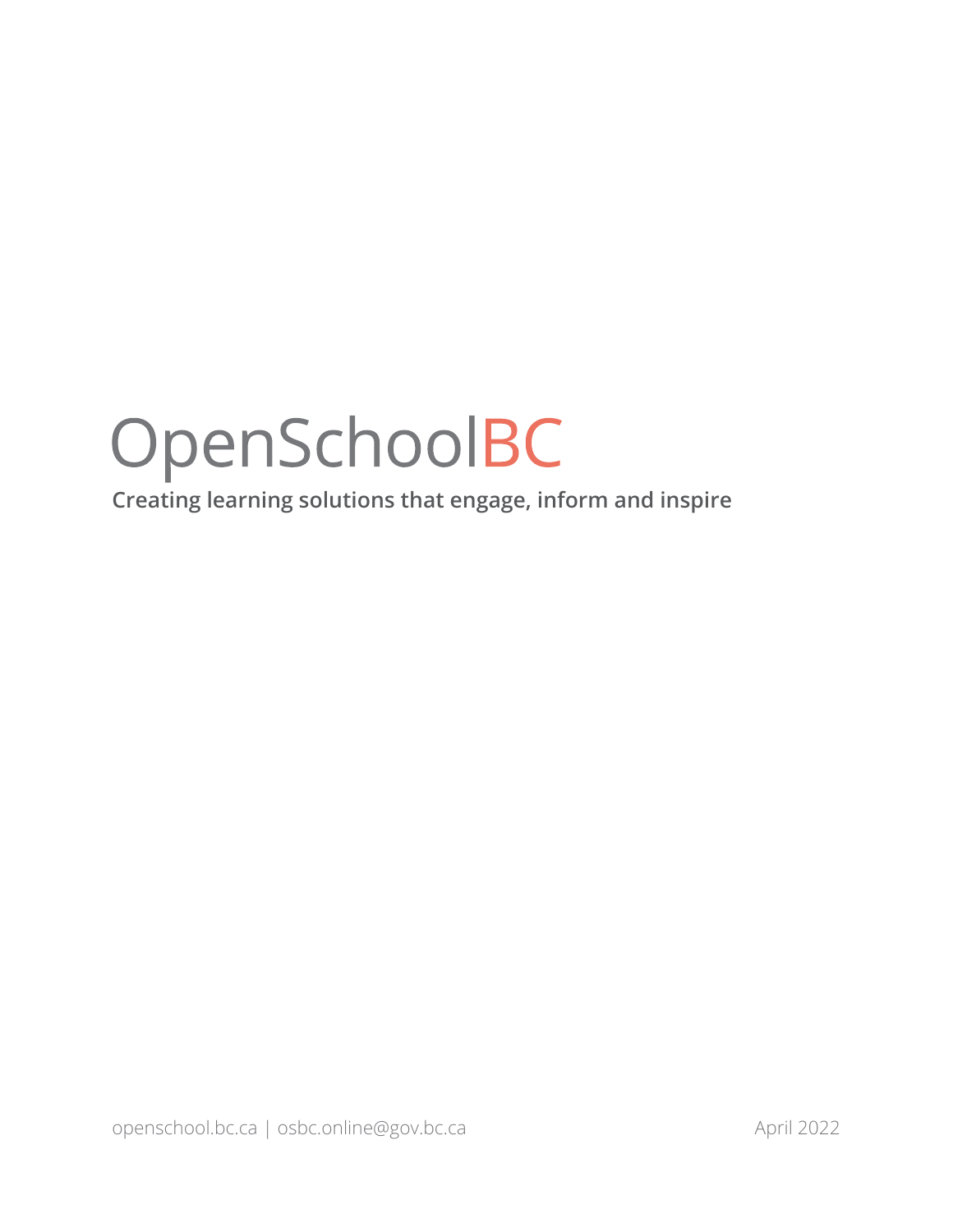# OpenSchoolBC

**Creating learning solutions that engage, inform and inspire**

openschool.bc.ca | osbc.online@gov.bc.ca

April 2022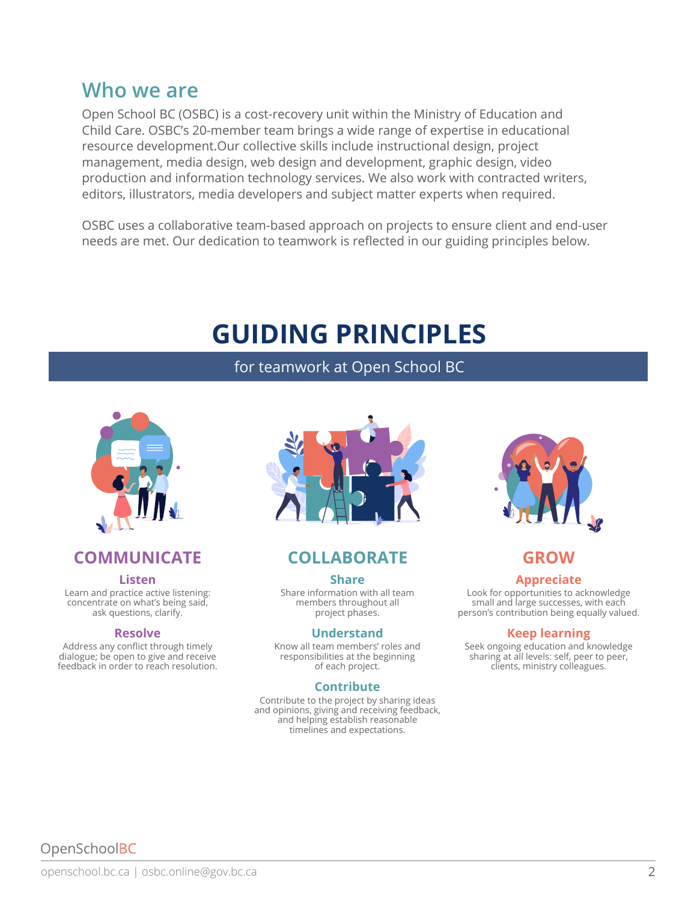## Who we are

Open School BC (OSBC) is a cost-recovery unit within the Ministry of Education and Child Care. OSBC's 20-member team brings a wide range of expertise in educational resource development.Our collective skills include instructional design, project management, media design, web design and development, graphic design, video production and information technology services. We also work with contracted writers, editors, illustrators, media developers and subject matter experts when required.

OSBC uses a collaborative team-based approach on projects to ensure client and end-user needs are met. Our dedication to teamwork is reflected in our guiding principles below.

# GUIDING PRINCIPLES

for teamwork at Open School BC

## COMMUNICATE

### Listen

Learn and practice active listening: concentrate on what's being said, ask questions, clarify.

### Resolve

Address any conflict through timely dialogue; be open to give and receive feedback in order to reach resolution.

## COLLABORATE

### Share

Share information with all team members throughout all project phases.

### Understand

Know all team members' roles and responsibilities at the beginning of each project.

### Contribute

Contribute to the project by sharing ideas and opinions, giving and receiving feedback, and helping establish reasonable timelines and expectations.

## GROW

### Appreciate

Look for opportunities to acknowledge small and large successes, with each person's contribution being equally valued.

### Keep learning

Seek ongoing education and knowledge sharing at all levels: self, peer to peer, clients, ministry colleagues.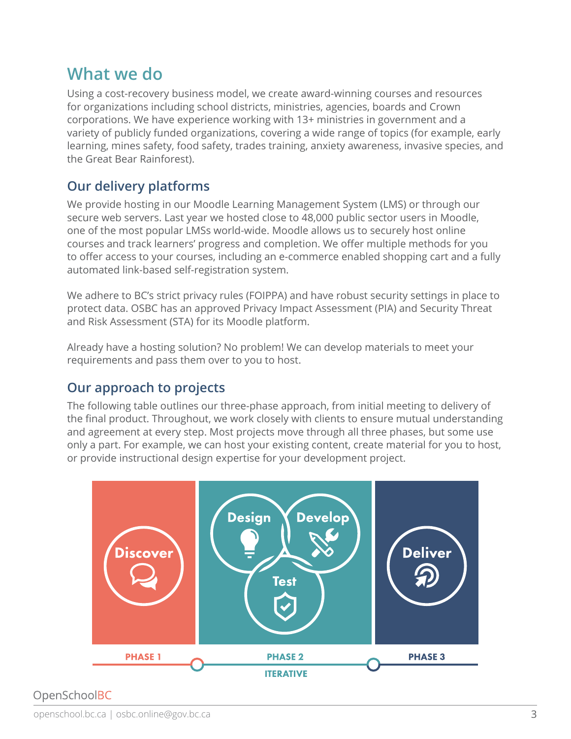## What we do

Using a cost-recovery business model, we create award-winning courses and resources for organizations including school districts, ministries, agencies, boards and Crown corporations. We have experience working with 13+ ministries in government and a variety of publicly funded organizations, covering a wide range of topics (for example, early learning, mines safety, food safety, trades training, anxiety awareness, invasive species, and the Great Bear Rainforest).

### Our delivery platforms

We provide hosting in our Moodle Learning Management System (LMS) or through our secure web servers. Last year we hosted close to 48,000 public sector users in Moodle, one of the most popular LMSs world-wide. Moodle allows us to securely host online courses and track learners' progress and completion. We offer multiple methods for you to offer access to your courses, including an e-commerce enabled shopping cart and a fully automated link-based self-registration system.

We adhere to BC's strict privacy rules (FOIPPA) and have robust security settings in place to protect data. OSBC has an approved Privacy Impact Assessment (PIA) and Security Threat and Risk Assessment (STA) for its Moodle platform.

Already have a hosting solution? No problem! We can develop materials to meet your requirements and pass them over to you to host.

### Our approach to projects

The following table outlines our three-phase approach, from initial meeting to delivery of the final product. Throughout, we work closely with clients to ensure mutual understanding and agreement at every step. Most projects move through all three phases, but some use only a part. For example, we can host your existing content, create material for you to host, or provide instructional design expertise for your development project.

| PHASE 1 | PHASE 2 (ITERATIVE) | PHASE 3 |
|---|---|---|
| Discover | Design, Develop, Test | Deliver |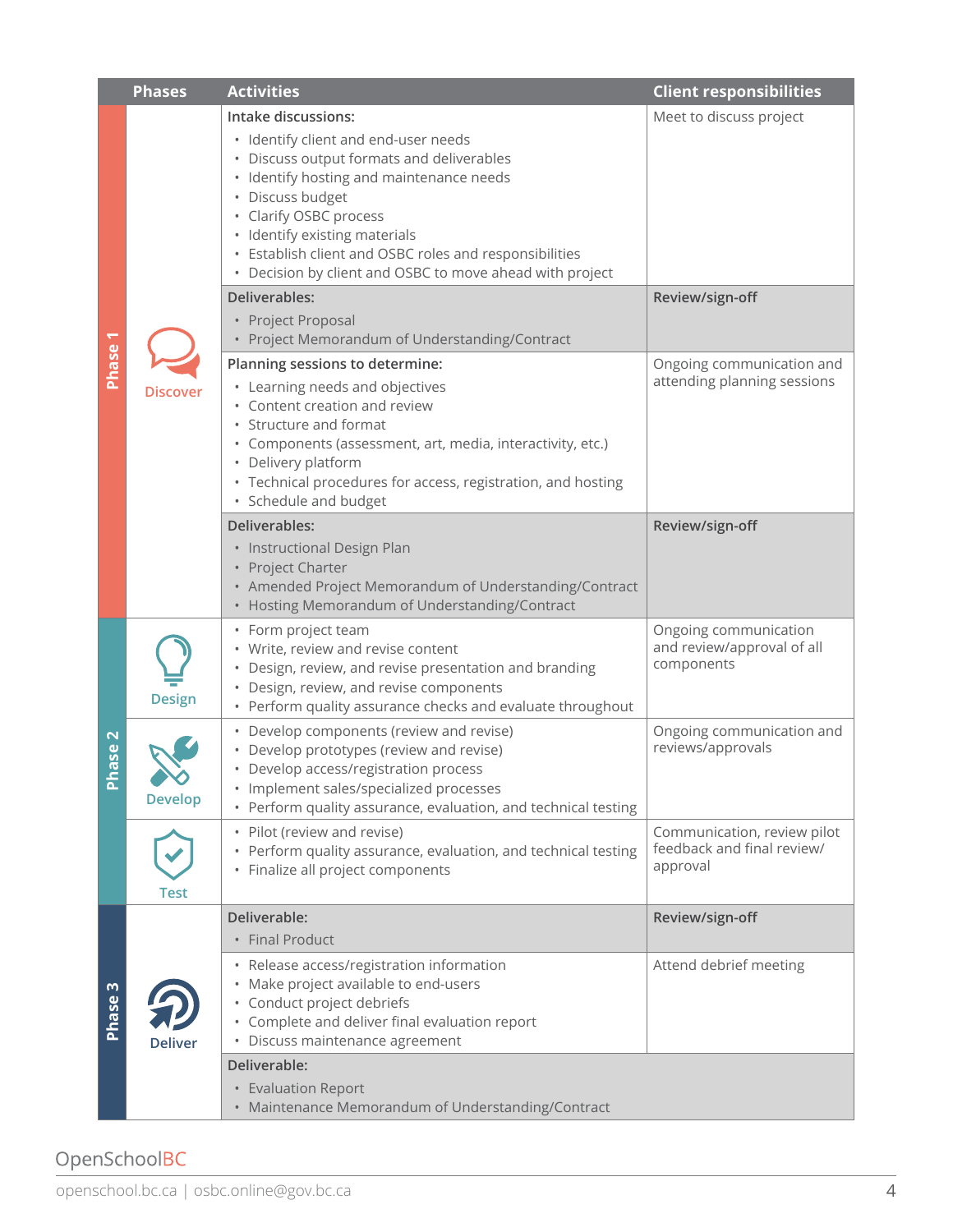| | Phases | Activities | Client responsibilities |
|---|---|---|---|
| Phase 1 | Discover | **Intake discussions:**<br>• Identify client and end-user needs<br>• Discuss output formats and deliverables<br>• Identify hosting and maintenance needs<br>• Discuss budget<br>• Clarify OSBC process<br>• Identify existing materials<br>• Establish client and OSBC roles and responsibilities<br>• Decision by client and OSBC to move ahead with project | Meet to discuss project |
| | | **Deliverables:**<br>• Project Proposal<br>• Project Memorandum of Understanding/Contract | **Review/sign-off** |
| | | **Planning sessions to determine:**<br>• Learning needs and objectives<br>• Content creation and review<br>• Structure and format<br>• Components (assessment, art, media, interactivity, etc.)<br>• Delivery platform<br>• Technical procedures for access, registration, and hosting<br>• Schedule and budget | Ongoing communication and attending planning sessions |
| | | **Deliverables:**<br>• Instructional Design Plan<br>• Project Charter<br>• Amended Project Memorandum of Understanding/Contract<br>• Hosting Memorandum of Understanding/Contract | **Review/sign-off** |
| Phase 2 | Design | • Form project team<br>• Write, review and revise content<br>• Design, review, and revise presentation and branding<br>• Design, review, and revise components<br>• Perform quality assurance checks and evaluate throughout | Ongoing communication and review/approval of all components |
| | Develop | • Develop components (review and revise)<br>• Develop prototypes (review and revise)<br>• Develop access/registration process<br>• Implement sales/specialized processes<br>• Perform quality assurance, evaluation, and technical testing | Ongoing communication and reviews/approvals |
| | Test | • Pilot (review and revise)<br>• Perform quality assurance, evaluation, and technical testing<br>• Finalize all project components | Communication, review pilot feedback and final review/ approval |
| Phase 3 | Deliver | **Deliverable:**<br>• Final Product | **Review/sign-off** |
| | | • Release access/registration information<br>• Make project available to end-users<br>• Conduct project debriefs<br>• Complete and deliver final evaluation report<br>• Discuss maintenance agreement | Attend debrief meeting |
| | | **Deliverable:**<br>• Evaluation Report<br>• Maintenance Memorandum of Understanding/Contract | |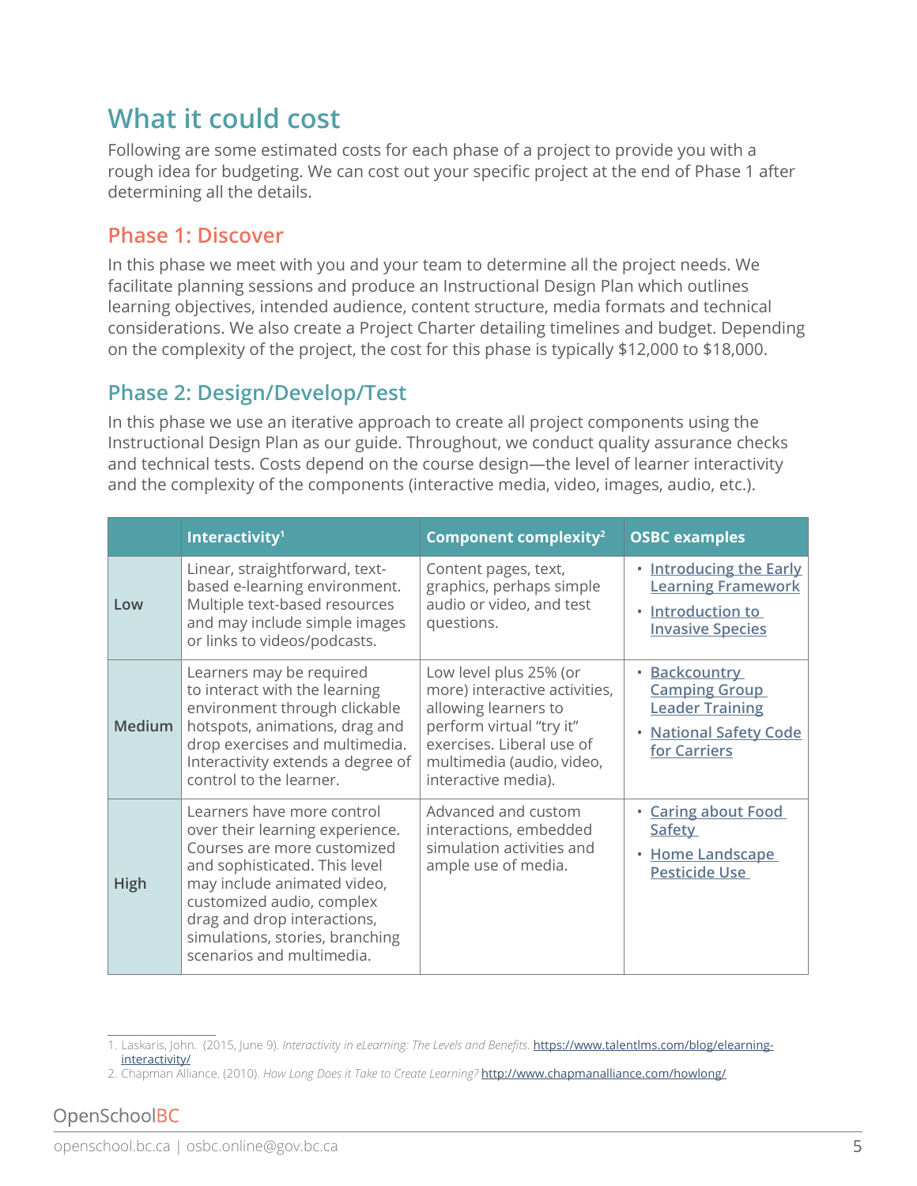## What it could cost

Following are some estimated costs for each phase of a project to provide you with a rough idea for budgeting. We can cost out your specific project at the end of Phase 1 after determining all the details.

### Phase 1: Discover

In this phase we meet with you and your team to determine all the project needs. We facilitate planning sessions and produce an Instructional Design Plan which outlines learning objectives, intended audience, content structure, media formats and technical considerations. We also create a Project Charter detailing timelines and budget. Depending on the complexity of the project, the cost for this phase is typically $12,000 to $18,000.

### Phase 2: Design/Develop/Test

In this phase we use an iterative approach to create all project components using the Instructional Design Plan as our guide. Throughout, we conduct quality assurance checks and technical tests. Costs depend on the course design—the level of learner interactivity and the complexity of the components (interactive media, video, images, audio, etc.).

| | Interactivity[1] | Component complexity[2] | OSBC examples |
|---|---|---|---|
| Low | Linear, straightforward, text-based e-learning environment. Multiple text-based resources and may include simple images or links to videos/podcasts. | Content pages, text, graphics, perhaps simple audio or video, and test questions. | • Introducing the Early Learning Framework<br>• Introduction to Invasive Species |
| Medium | Learners may be required to interact with the learning environment through clickable hotspots, animations, drag and drop exercises and multimedia. Interactivity extends a degree of control to the learner. | Low level plus 25% (or more) interactive activities, allowing learners to perform virtual "try it" exercises. Liberal use of multimedia (audio, video, interactive media). | • Backcountry Camping Group Leader Training<br>• National Safety Code for Carriers |
| High | Learners have more control over their learning experience. Courses are more customized and sophisticated. This level may include animated video, customized audio, complex drag and drop interactions, simulations, stories, branching scenarios and multimedia. | Advanced and custom interactions, embedded simulation activities and ample use of media. | • Caring about Food Safety<br>• Home Landscape Pesticide Use |

1. Laskaris, John. (2015, June 9). *Interactivity in eLearning: The Levels and Benefits.* https://www.talentlms.com/blog/elearning-interactivity/
2. Chapman Alliance. (2010). *How Long Does it Take to Create Learning?* http://www.chapmanalliance.com/howlong/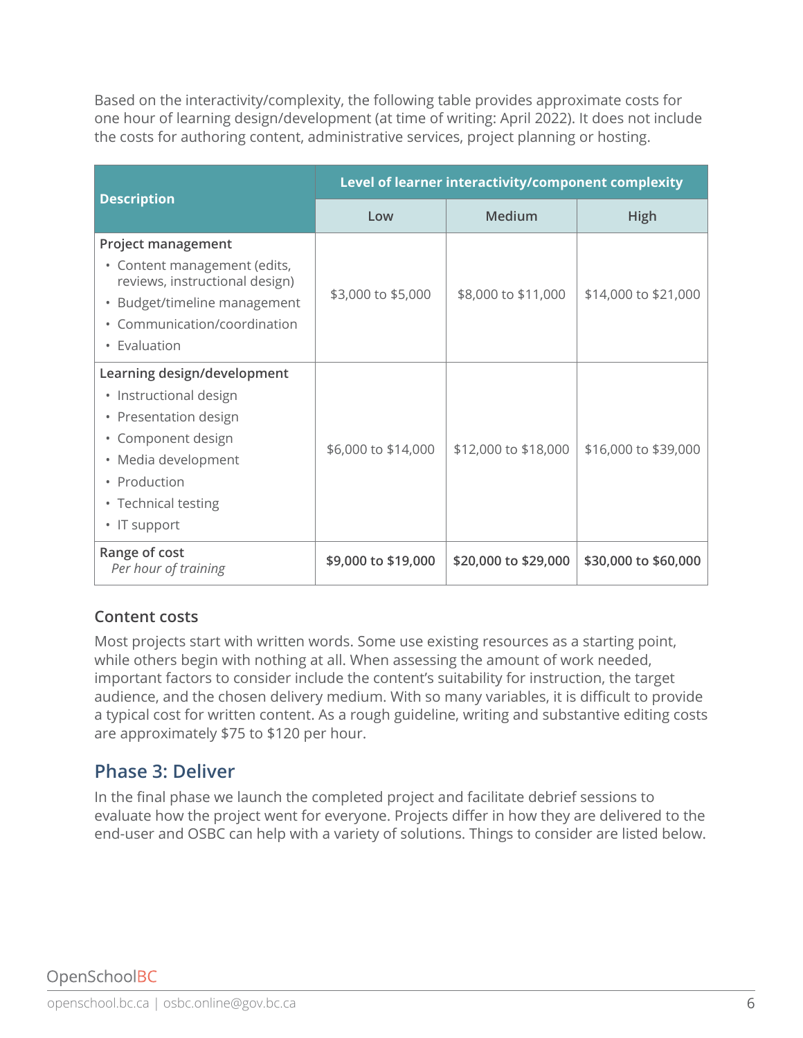Based on the interactivity/complexity, the following table provides approximate costs for one hour of learning design/development (at time of writing: April 2022). It does not include the costs for authoring content, administrative services, project planning or hosting.

| Description | Level of learner interactivity/component complexity | | |
|---|---|---|---|
| | Low | Medium | High |
| **Project management**<br>• Content management (edits, reviews, instructional design)<br>• Budget/timeline management<br>• Communication/coordination<br>• Evaluation | $3,000 to $5,000 | $8,000 to $11,000 | $14,000 to $21,000 |
| **Learning design/development**<br>• Instructional design<br>• Presentation design<br>• Component design<br>• Media development<br>• Production<br>• Technical testing<br>• IT support | $6,000 to $14,000 | $12,000 to $18,000 | $16,000 to $39,000 |
| **Range of cost**<br>*Per hour of training* | **$9,000 to $19,000** | **$20,000 to $29,000** | **$30,000 to $60,000** |

### Content costs

Most projects start with written words. Some use existing resources as a starting point, while others begin with nothing at all. When assessing the amount of work needed, important factors to consider include the content's suitability for instruction, the target audience, and the chosen delivery medium. With so many variables, it is difficult to provide a typical cost for written content. As a rough guideline, writing and substantive editing costs are approximately $75 to $120 per hour.

## Phase 3: Deliver

In the final phase we launch the completed project and facilitate debrief sessions to evaluate how the project went for everyone. Projects differ in how they are delivered to the end-user and OSBC can help with a variety of solutions. Things to consider are listed below.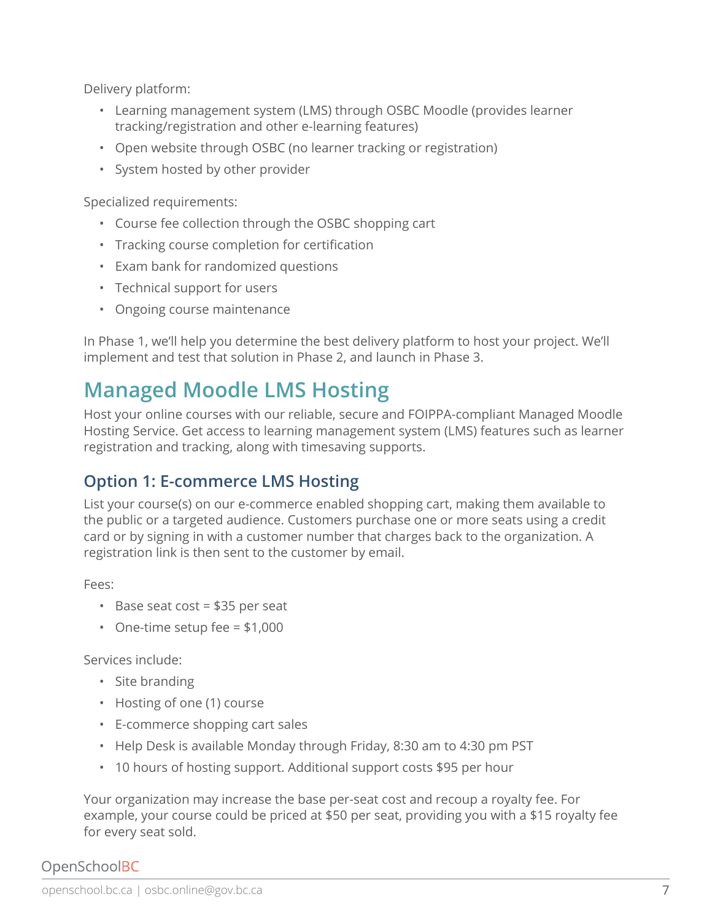Delivery platform:

- Learning management system (LMS) through OSBC Moodle (provides learner tracking/registration and other e-learning features)
- Open website through OSBC (no learner tracking or registration)
- System hosted by other provider

Specialized requirements:

- Course fee collection through the OSBC shopping cart
- Tracking course completion for certification
- Exam bank for randomized questions
- Technical support for users
- Ongoing course maintenance

In Phase 1, we'll help you determine the best delivery platform to host your project. We'll implement and test that solution in Phase 2, and launch in Phase 3.

## Managed Moodle LMS Hosting

Host your online courses with our reliable, secure and FOIPPA-compliant Managed Moodle Hosting Service. Get access to learning management system (LMS) features such as learner registration and tracking, along with timesaving supports.

### Option 1: E-commerce LMS Hosting

List your course(s) on our e-commerce enabled shopping cart, making them available to the public or a targeted audience. Customers purchase one or more seats using a credit card or by signing in with a customer number that charges back to the organization. A registration link is then sent to the customer by email.

Fees:

- Base seat cost = $35 per seat
- One-time setup fee = $1,000

Services include:

- Site branding
- Hosting of one (1) course
- E-commerce shopping cart sales
- Help Desk is available Monday through Friday, 8:30 am to 4:30 pm PST
- 10 hours of hosting support. Additional support costs $95 per hour

Your organization may increase the base per-seat cost and recoup a royalty fee. For example, your course could be priced at $50 per seat, providing you with a $15 royalty fee for every seat sold.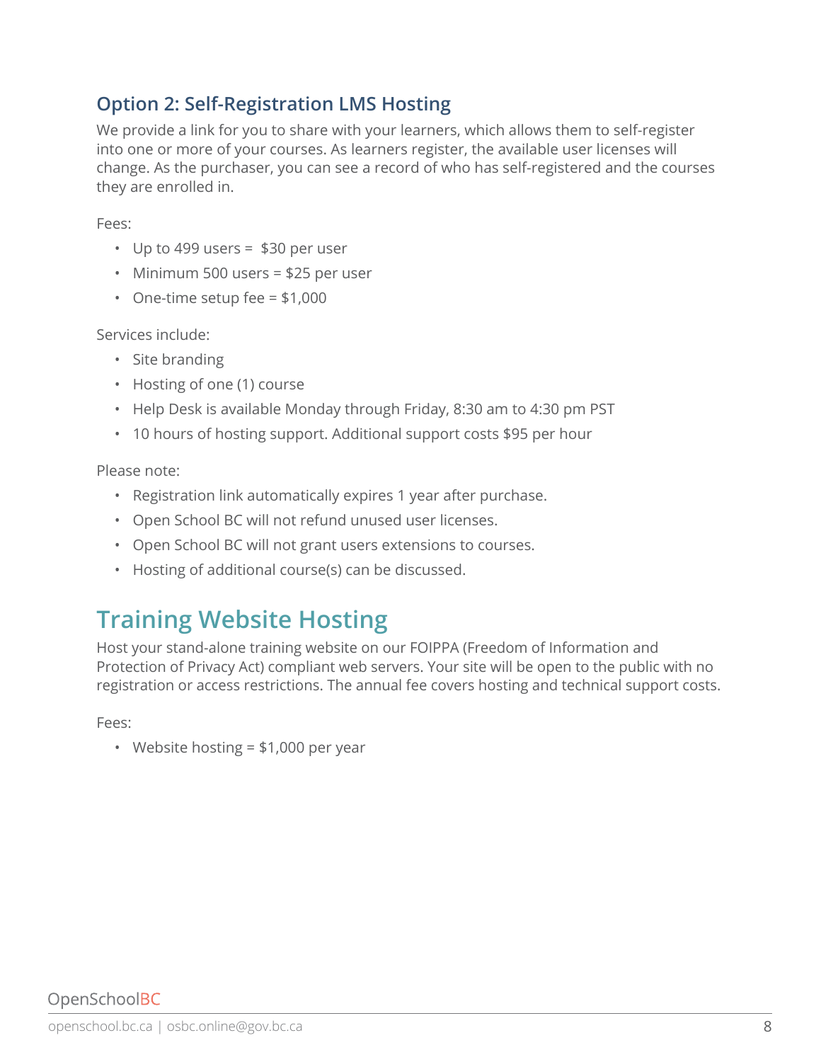### Option 2: Self-Registration LMS Hosting

We provide a link for you to share with your learners, which allows them to self-register into one or more of your courses. As learners register, the available user licenses will change. As the purchaser, you can see a record of who has self-registered and the courses they are enrolled in.

Fees:

- Up to 499 users = $30 per user
- Minimum 500 users = $25 per user
- One-time setup fee = $1,000

Services include:

- Site branding
- Hosting of one (1) course
- Help Desk is available Monday through Friday, 8:30 am to 4:30 pm PST
- 10 hours of hosting support. Additional support costs $95 per hour

Please note:

- Registration link automatically expires 1 year after purchase.
- Open School BC will not refund unused user licenses.
- Open School BC will not grant users extensions to courses.
- Hosting of additional course(s) can be discussed.

## Training Website Hosting

Host your stand-alone training website on our FOIPPA (Freedom of Information and Protection of Privacy Act) compliant web servers. Your site will be open to the public with no registration or access restrictions. The annual fee covers hosting and technical support costs.

Fees:

- Website hosting = $1,000 per year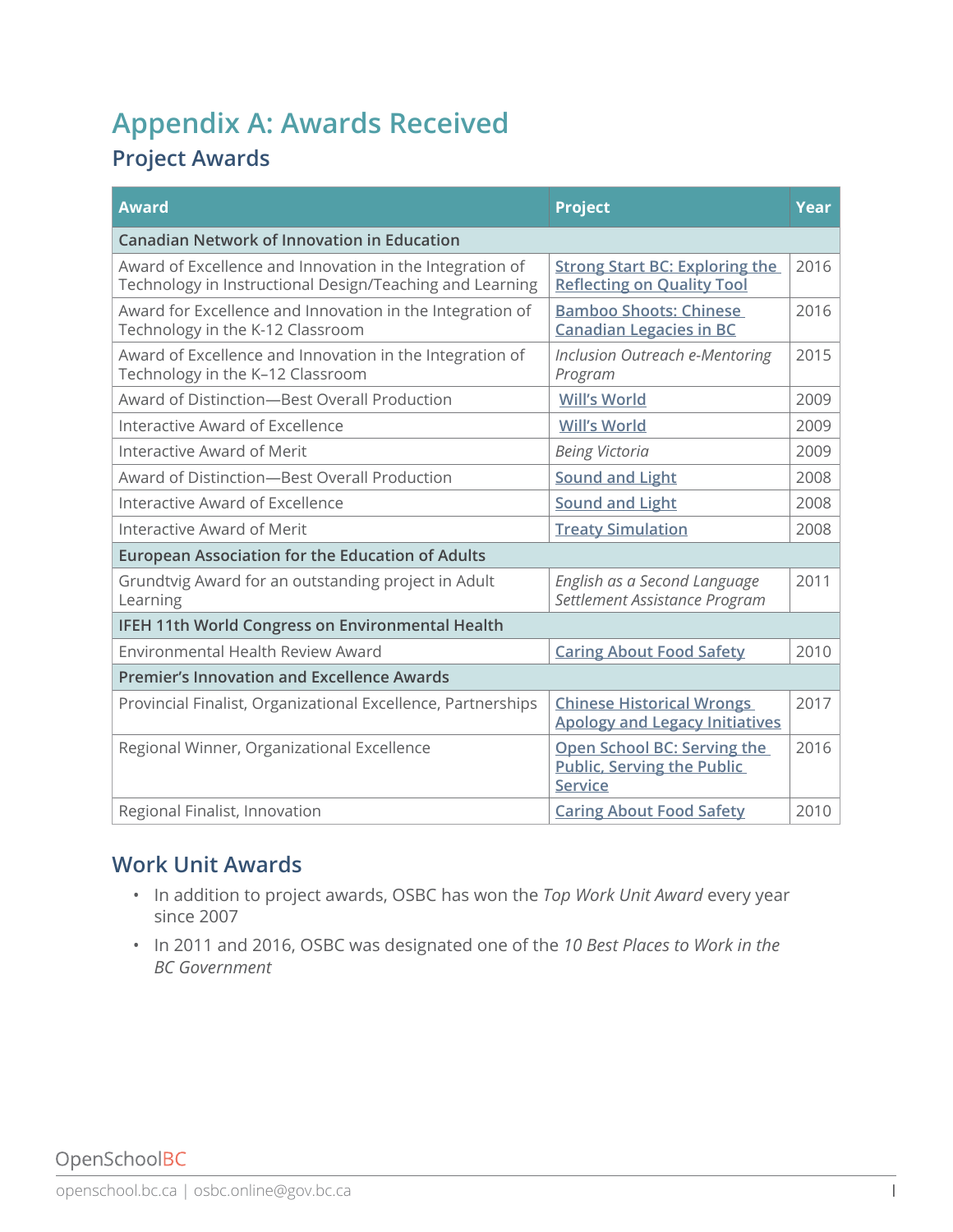# Appendix A: Awards Received

## Project Awards

| Award | Project | Year |
|---|---|---|
| **Canadian Network of Innovation in Education** | | |
| Award of Excellence and Innovation in the Integration of Technology in Instructional Design/Teaching and Learning | Strong Start BC: Exploring the Reflecting on Quality Tool | 2016 |
| Award for Excellence and Innovation in the Integration of Technology in the K-12 Classroom | Bamboo Shoots: Chinese Canadian Legacies in BC | 2016 |
| Award of Excellence and Innovation in the Integration of Technology in the K–12 Classroom | *Inclusion Outreach e-Mentoring Program* | 2015 |
| Award of Distinction—Best Overall Production | Will's World | 2009 |
| Interactive Award of Excellence | Will's World | 2009 |
| Interactive Award of Merit | *Being Victoria* | 2009 |
| Award of Distinction—Best Overall Production | Sound and Light | 2008 |
| Interactive Award of Excellence | Sound and Light | 2008 |
| Interactive Award of Merit | Treaty Simulation | 2008 |
| **European Association for the Education of Adults** | | |
| Grundtvig Award for an outstanding project in Adult Learning | *English as a Second Language Settlement Assistance Program* | 2011 |
| **IFEH 11th World Congress on Environmental Health** | | |
| Environmental Health Review Award | Caring About Food Safety | 2010 |
| **Premier's Innovation and Excellence Awards** | | |
| Provincial Finalist, Organizational Excellence, Partnerships | Chinese Historical Wrongs Apology and Legacy Initiatives | 2017 |
| Regional Winner, Organizational Excellence | Open School BC: Serving the Public, Serving the Public Service | 2016 |
| Regional Finalist, Innovation | Caring About Food Safety | 2010 |

## Work Unit Awards

- In addition to project awards, OSBC has won the *Top Work Unit Award* every year since 2007
- In 2011 and 2016, OSBC was designated one of the *10 Best Places to Work in the BC Government*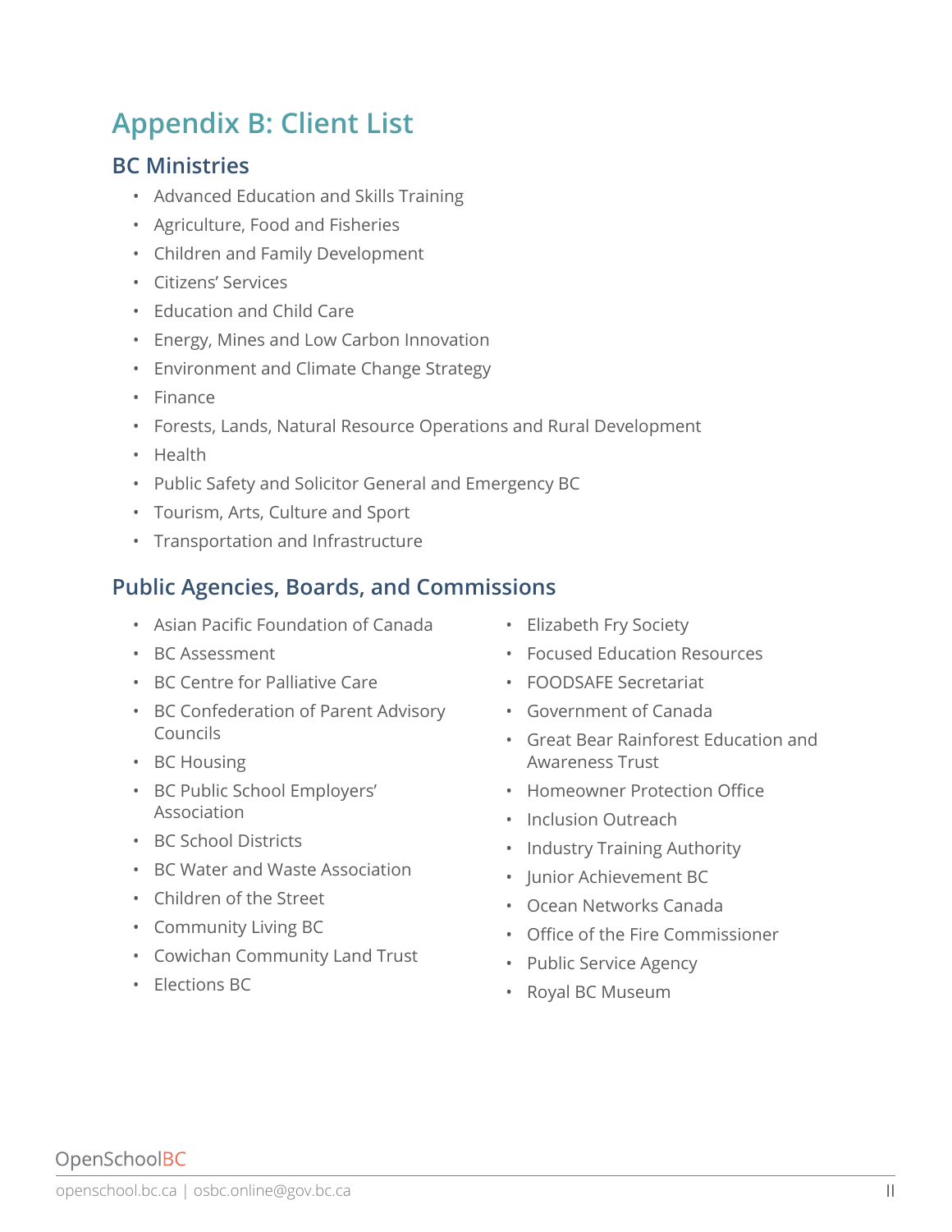# Appendix B: Client List

## BC Ministries

- Advanced Education and Skills Training
- Agriculture, Food and Fisheries
- Children and Family Development
- Citizens' Services
- Education and Child Care
- Energy, Mines and Low Carbon Innovation
- Environment and Climate Change Strategy
- Finance
- Forests, Lands, Natural Resource Operations and Rural Development
- Health
- Public Safety and Solicitor General and Emergency BC
- Tourism, Arts, Culture and Sport
- Transportation and Infrastructure

## Public Agencies, Boards, and Commissions

- Asian Pacific Foundation of Canada
- BC Assessment
- BC Centre for Palliative Care
- BC Confederation of Parent Advisory Councils
- BC Housing
- BC Public School Employers' Association
- BC School Districts
- BC Water and Waste Association
- Children of the Street
- Community Living BC
- Cowichan Community Land Trust
- Elections BC
- Elizabeth Fry Society
- Focused Education Resources
- FOODSAFE Secretariat
- Government of Canada
- Great Bear Rainforest Education and Awareness Trust
- Homeowner Protection Office
- Inclusion Outreach
- Industry Training Authority
- Junior Achievement BC
- Ocean Networks Canada
- Office of the Fire Commissioner
- Public Service Agency
- Royal BC Museum